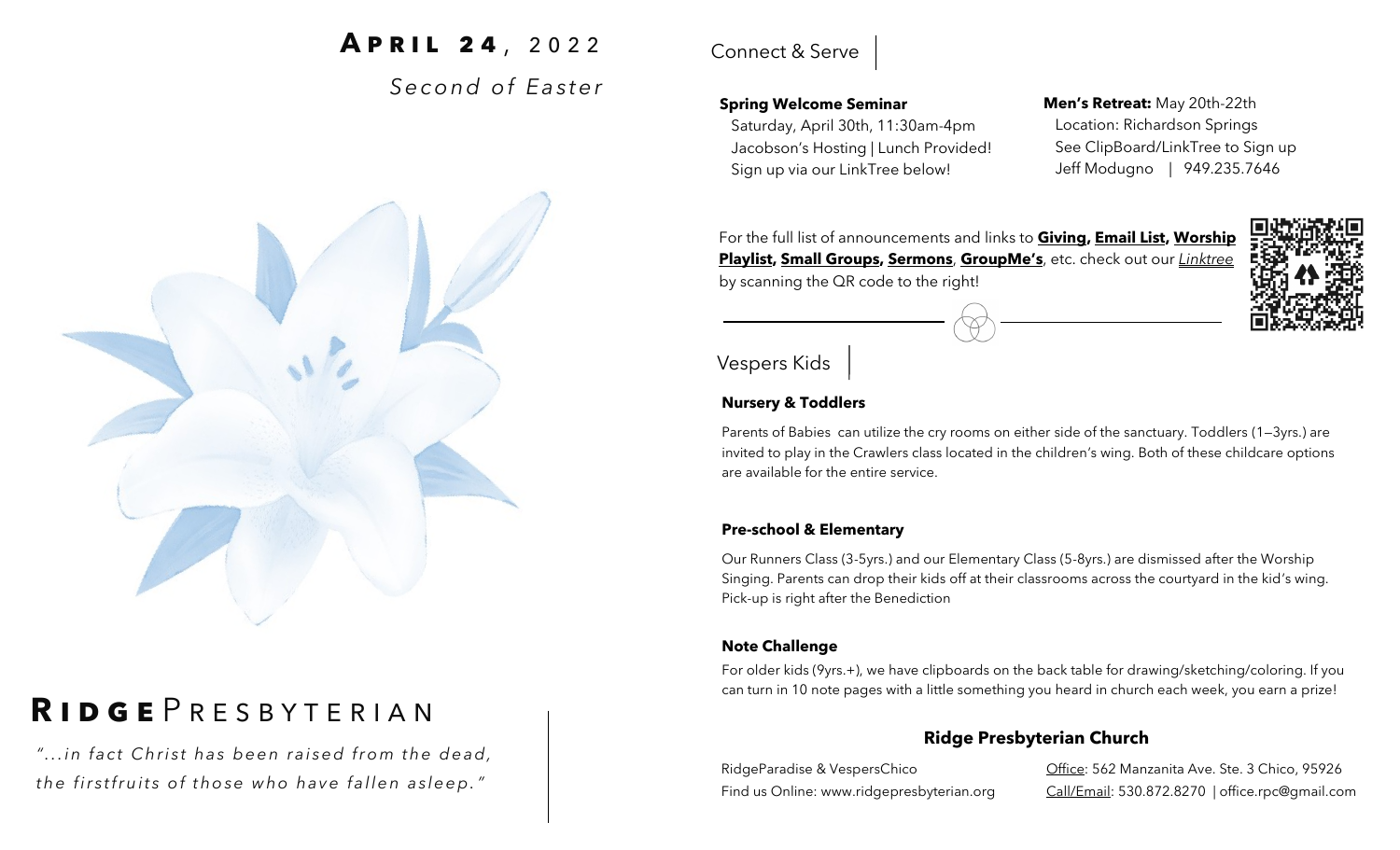# April 24, 2022

*Second of Easter*

# Ridge Presbyterian

*"...in fact Christ has been raised from the dead, the firstfruits of those who have fallen asleep."*

## Connect & Serve

**Spring Welcome Seminar**
Saturday, April 30th, 11:30am-4pm
Jacobson's Hosting | Lunch Provided!
Sign up via our LinkTree below!

**Men's Retreat:** May 20th-22th
Location: Richardson Springs
See ClipBoard/LinkTree to Sign up
Jeff Modugno | 949.235.7646

For the full list of announcements and links to **Giving, Email List, Worship Playlist, Small Groups, Sermons**, **GroupMe's**, etc. check out our *Linktree* by scanning the QR code to the right!

## Vespers Kids

**Nursery & Toddlers**

Parents of Babies can utilize the cry rooms on either side of the sanctuary. Toddlers (1—3yrs.) are invited to play in the Crawlers class located in the children's wing. Both of these childcare options are available for the entire service.

**Pre-school & Elementary**

Our Runners Class (3-5yrs.) and our Elementary Class (5-8yrs.) are dismissed after the Worship Singing. Parents can drop their kids off at their classrooms across the courtyard in the kid's wing. Pick-up is right after the Benediction

**Note Challenge**

For older kids (9yrs.+), we have clipboards on the back table for drawing/sketching/coloring. If you can turn in 10 note pages with a little something you heard in church each week, you earn a prize!

**Ridge Presbyterian Church**

RidgeParadise & VespersChico
Find us Online: www.ridgepresbyterian.org

Office: 562 Manzanita Ave. Ste. 3 Chico, 95926
Call/Email: 530.872.8270 | office.rpc@gmail.com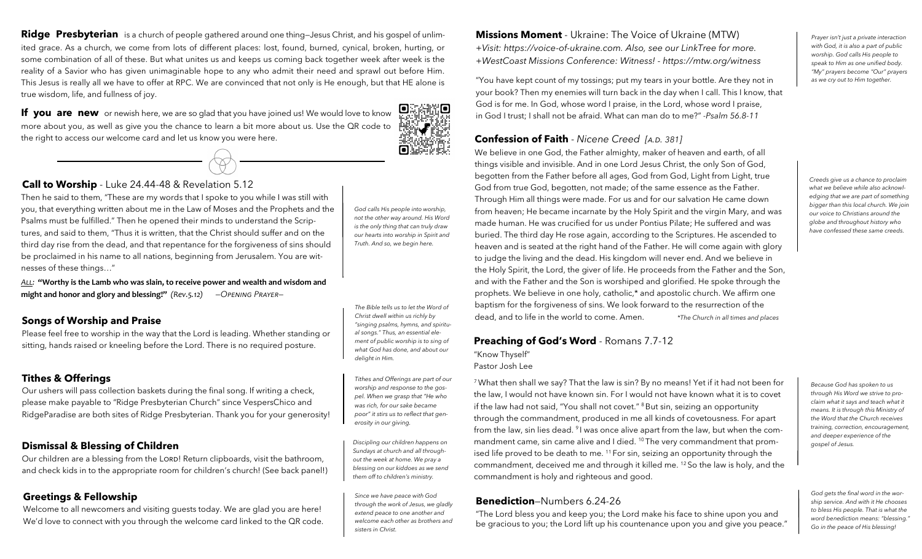**Ridge Presbyterian** is a church of people gathered around one thing—Jesus Christ, and his gospel of unlimited grace. As a church, we come from lots of different places: lost, found, burned, cynical, broken, hurting, or some combination of all of these. But what unites us and keeps us coming back together week after week is the reality of a Savior who has given unimaginable hope to any who admit their need and sprawl out before Him. This Jesus is really all we have to offer at RPC. We are convinced that not only is He enough, but that He alone is true wisdom, life, and fullness of joy.

**If you are new** or newish here, we are so glad that you have joined us! We would love to know more about you, as well as give you the chance to learn a bit more about us. Use the QR code to the right to access our welcome card and let us know you were here.

## Call to Worship - Luke 24.44-48 & Revelation 5.12

Then he said to them, "These are my words that I spoke to you while I was still with you, that everything written about me in the Law of Moses and the Prophets and the Psalms must be fulfilled." Then he opened their minds to understand the Scriptures, and said to them, "Thus it is written, that the Christ should suffer and on the third day rise from the dead, and that repentance for the forgiveness of sins should be proclaimed in his name to all nations, beginning from Jerusalem. You are witnesses of these things…"

*ALL:* **"Worthy is the Lamb who was slain, to receive power and wealth and wisdom and might and honor and glory and blessing!"** *(Rev.5.12)* —*OPENING PRAYER*—

*God calls His people into worship, not the other way around. His Word is the only thing that can truly draw our hearts into worship in Spirit and Truth. And so, we begin here.*

## Songs of Worship and Praise

Please feel free to worship in the way that the Lord is leading. Whether standing or sitting, hands raised or kneeling before the Lord. There is no required posture.

*The Bible tells us to let the Word of Christ dwell within us richly by "singing psalms, hymns, and spiritual songs." Thus, an essential element of public worship is to sing of what God has done, and about our delight in Him.*

## Tithes & Offerings

Our ushers will pass collection baskets during the final song. If writing a check, please make payable to "Ridge Presbyterian Church" since VespersChico and RidgeParadise are both sites of Ridge Presbyterian. Thank you for your generosity!

*Tithes and Offerings are part of our worship and response to the gospel. When we grasp that "He who was rich, for our sake became poor" it stirs us to reflect that generosity in our giving.*

## Dismissal & Blessing of Children

Our children are a blessing from the LORD! Return clipboards, visit the bathroom, and check kids in to the appropriate room for children's church! (See back panel!)

*Discipling our children happens on Sundays at church and all throughout the week at home. We pray a blessing on our kiddoes as we send them off to children's ministry.*

## Greetings & Fellowship

Welcome to all newcomers and visiting guests today. We are glad you are here! We'd love to connect with you through the welcome card linked to the QR code.

*Since we have peace with God through the work of Jesus, we gladly extend peace to one another and welcome each other as brothers and sisters in Christ.*

## Missions Moment - Ukraine: The Voice of Ukraine (MTW)

*+Visit: https://voice-of-ukraine.com. Also, see our LinkTree for more.*
*+WestCoast Missions Conference: Witness! - https://mtw.org/witness*

"You have kept count of my tossings; put my tears in your bottle. Are they not in your book? Then my enemies will turn back in the day when I call. This I know, that God is for me. In God, whose word I praise, in the Lord, whose word I praise, in God I trust; I shall not be afraid. What can man do to me?" *-Psalm 56.8-11*

*Prayer isn't just a private interaction with God, it is also a part of public worship. God calls His people to speak to Him as one unified body. "My" prayers become "Our" prayers as we cry out to Him together.*

## Confession of Faith - *Nicene Creed [A.D. 381]*

We believe in one God, the Father almighty, maker of heaven and earth, of all things visible and invisible. And in one Lord Jesus Christ, the only Son of God, begotten from the Father before all ages, God from God, Light from Light, true God from true God, begotten, not made; of the same essence as the Father. Through Him all things were made. For us and for our salvation He came down from heaven; He became incarnate by the Holy Spirit and the virgin Mary, and was made human. He was crucified for us under Pontius Pilate; He suffered and was buried. The third day He rose again, according to the Scriptures. He ascended to heaven and is seated at the right hand of the Father. He will come again with glory to judge the living and the dead. His kingdom will never end. And we believe in the Holy Spirit, the Lord, the giver of life. He proceeds from the Father and the Son, and with the Father and the Son is worshiped and glorified. He spoke through the prophets. We believe in one holy, catholic,* and apostolic church. We affirm one baptism for the forgiveness of sins. We look forward to the resurrection of the dead, and to life in the world to come. Amen.

*\*The Church in all times and places*

*Creeds give us a chance to proclaim what we believe while also acknowledging that we are part of something bigger than this local church. We join our voice to Christians around the globe and throughout history who have confessed these same creeds.*

## Preaching of God's Word - Romans 7.7-12

"Know Thyself"
Pastor Josh Lee

[7] What then shall we say? That the law is sin? By no means! Yet if it had not been for the law, I would not have known sin. For I would not have known what it is to covet if the law had not said, "You shall not covet." [8] But sin, seizing an opportunity through the commandment, produced in me all kinds of covetousness. For apart from the law, sin lies dead. [9] I was once alive apart from the law, but when the commandment came, sin came alive and I died. [10] The very commandment that promised life proved to be death to me. [11] For sin, seizing an opportunity through the commandment, deceived me and through it killed me. [12] So the law is holy, and the commandment is holy and righteous and good.

*Because God has spoken to us through His Word we strive to proclaim what it says and teach what it means. It is through this Ministry of the Word that the Church receives training, correction, encouragement, and deeper experience of the gospel of Jesus.*

## Benediction—Numbers 6.24-26

"The Lord bless you and keep you; the Lord make his face to shine upon you and be gracious to you; the Lord lift up his countenance upon you and give you peace."

*God gets the final word in the worship service. And with it He chooses to bless His people. That is what the word benediction means: "blessing." Go in the peace of His blessing!*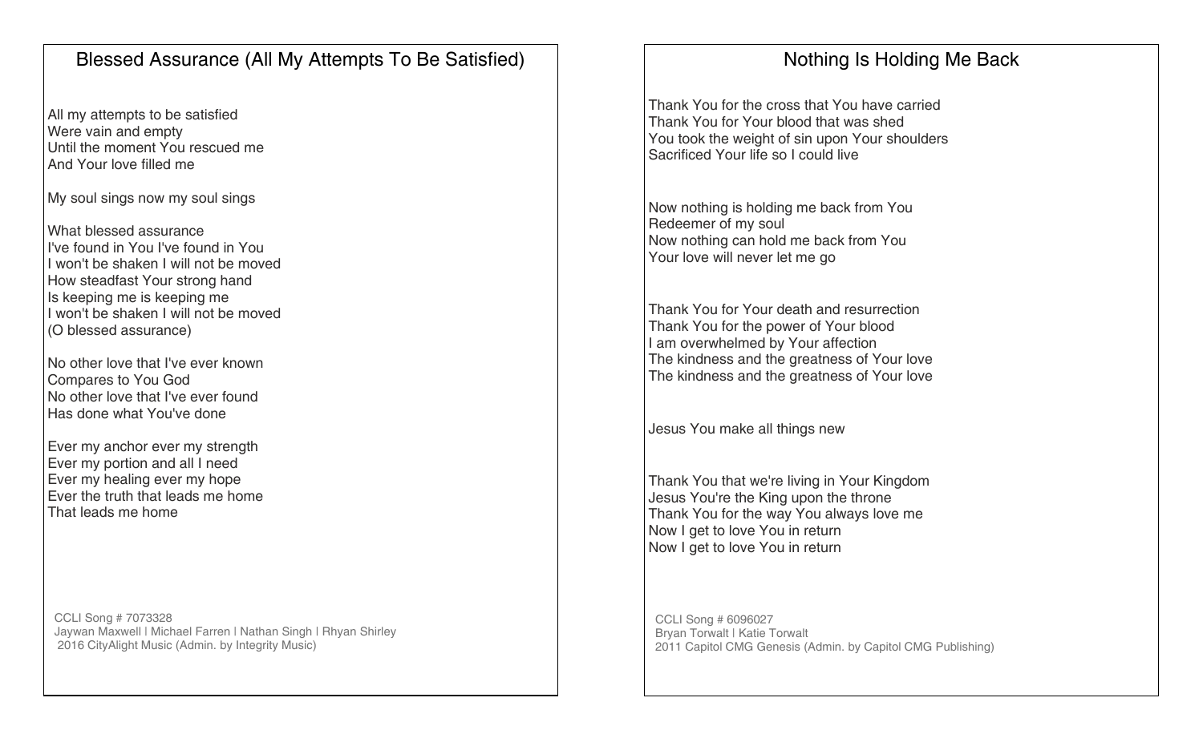## Blessed Assurance (All My Attempts To Be Satisfied)

All my attempts to be satisfied  
Were vain and empty  
Until the moment You rescued me  
And Your love filled me

My soul sings now my soul sings

What blessed assurance  
I've found in You I've found in You  
I won't be shaken I will not be moved  
How steadfast Your strong hand  
Is keeping me is keeping me  
I won't be shaken I will not be moved  
(O blessed assurance)

No other love that I've ever known  
Compares to You God  
No other love that I've ever found  
Has done what You've done

Ever my anchor ever my strength  
Ever my portion and all I need  
Ever my healing ever my hope  
Ever the truth that leads me home  
That leads me home

CCLI Song # 7073328  
Jaywan Maxwell | Michael Farren | Nathan Singh | Rhyan Shirley  
2016 CityAlight Music (Admin. by Integrity Music)

## Nothing Is Holding Me Back

Thank You for the cross that You have carried  
Thank You for Your blood that was shed  
You took the weight of sin upon Your shoulders  
Sacrificed Your life so I could live

Now nothing is holding me back from You  
Redeemer of my soul  
Now nothing can hold me back from You  
Your love will never let me go

Thank You for Your death and resurrection  
Thank You for the power of Your blood  
I am overwhelmed by Your affection  
The kindness and the greatness of Your love  
The kindness and the greatness of Your love

Jesus You make all things new

Thank You that we're living in Your Kingdom  
Jesus You're the King upon the throne  
Thank You for the way You always love me  
Now I get to love You in return  
Now I get to love You in return

CCLI Song # 6096027  
Bryan Torwalt | Katie Torwalt  
2011 Capitol CMG Genesis (Admin. by Capitol CMG Publishing)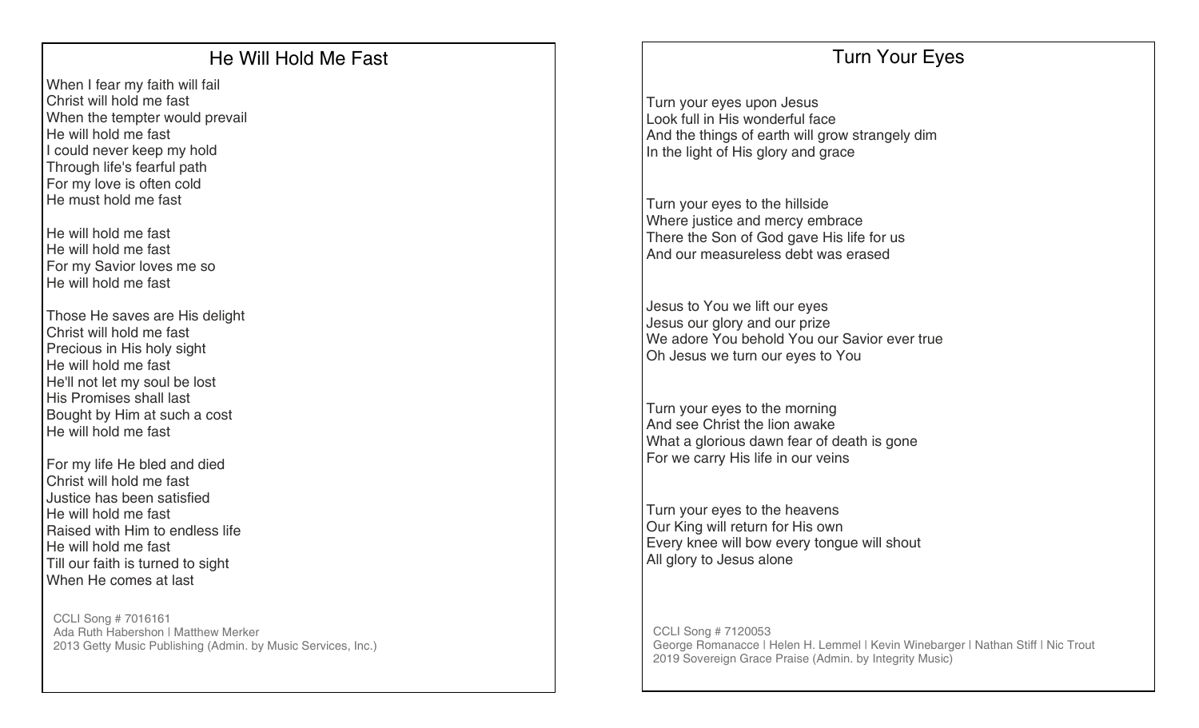## He Will Hold Me Fast

When I fear my faith will fail
Christ will hold me fast
When the tempter would prevail
He will hold me fast
I could never keep my hold
Through life's fearful path
For my love is often cold
He must hold me fast

He will hold me fast
He will hold me fast
For my Savior loves me so
He will hold me fast

Those He saves are His delight
Christ will hold me fast
Precious in His holy sight
He will hold me fast
He'll not let my soul be lost
His Promises shall last
Bought by Him at such a cost
He will hold me fast

For my life He bled and died
Christ will hold me fast
Justice has been satisfied
He will hold me fast
Raised with Him to endless life
He will hold me fast
Till our faith is turned to sight
When He comes at last

CCLI Song # 7016161
Ada Ruth Habershon | Matthew Merker
2013 Getty Music Publishing (Admin. by Music Services, Inc.)

## Turn Your Eyes

Turn your eyes upon Jesus
Look full in His wonderful face
And the things of earth will grow strangely dim
In the light of His glory and grace

Turn your eyes to the hillside
Where justice and mercy embrace
There the Son of God gave His life for us
And our measureless debt was erased

Jesus to You we lift our eyes
Jesus our glory and our prize
We adore You behold You our Savior ever true
Oh Jesus we turn our eyes to You

Turn your eyes to the morning
And see Christ the lion awake
What a glorious dawn fear of death is gone
For we carry His life in our veins

Turn your eyes to the heavens
Our King will return for His own
Every knee will bow every tongue will shout
All glory to Jesus alone

CCLI Song # 7120053
George Romanacce | Helen H. Lemmel | Kevin Winebarger | Nathan Stiff | Nic Trout
2019 Sovereign Grace Praise (Admin. by Integrity Music)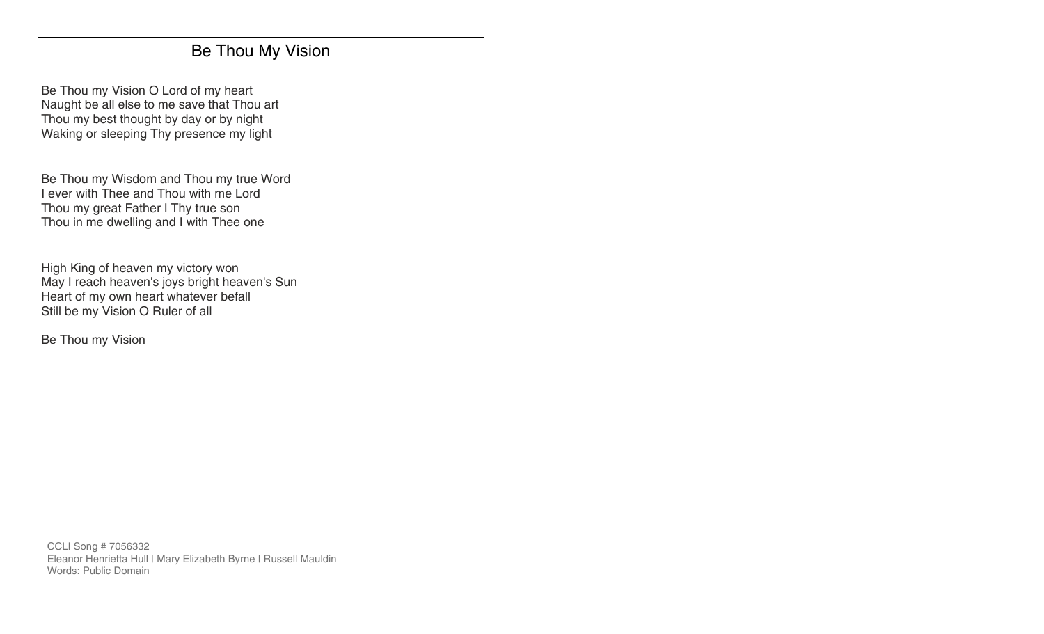# Be Thou My Vision

Be Thou my Vision O Lord of my heart
Naught be all else to me save that Thou art
Thou my best thought by day or by night
Waking or sleeping Thy presence my light

Be Thou my Wisdom and Thou my true Word
I ever with Thee and Thou with me Lord
Thou my great Father I Thy true son
Thou in me dwelling and I with Thee one

High King of heaven my victory won
May I reach heaven's joys bright heaven's Sun
Heart of my own heart whatever befall
Still be my Vision O Ruler of all

Be Thou my Vision

CCLI Song # 7056332
Eleanor Henrietta Hull | Mary Elizabeth Byrne | Russell Mauldin
Words: Public Domain